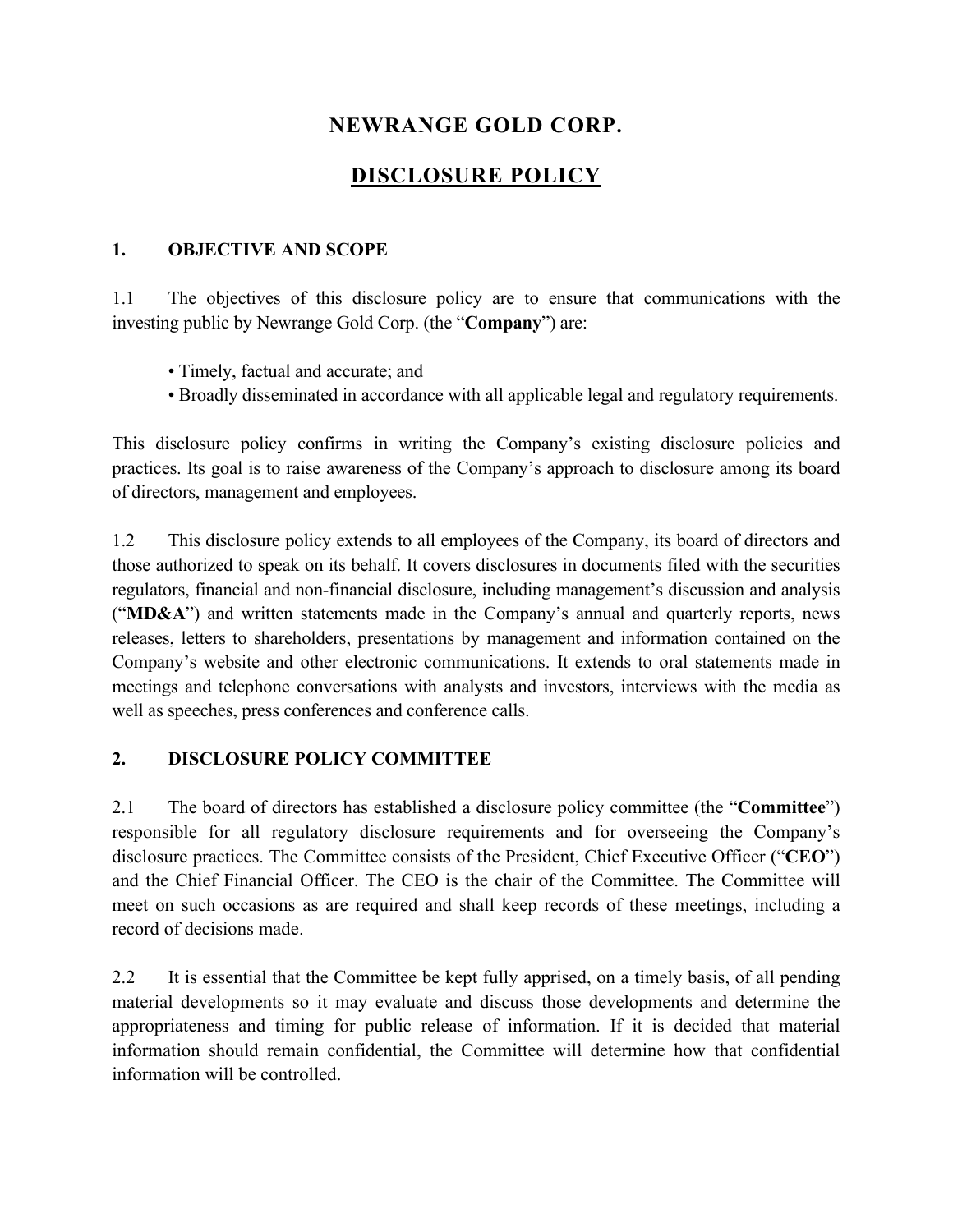# NEWRANGE GOLD CORP.

# DISCLOSURE POLICY

## 1. OBJECTIVE AND SCOPE

1.1 The objectives of this disclosure policy are to ensure that communications with the investing public by Newrange Gold Corp. (the "**Company**") are:

- Timely, factual and accurate; and
- Broadly disseminated in accordance with all applicable legal and regulatory requirements.

This disclosure policy confirms in writing the Company's existing disclosure policies and practices. Its goal is to raise awareness of the Company's approach to disclosure among its board of directors, management and employees.

1.2 This disclosure policy extends to all employees of the Company, its board of directors and those authorized to speak on its behalf. It covers disclosures in documents filed with the securities regulators, financial and non-financial disclosure, including management's discussion and analysis ("**MD&A**") and written statements made in the Company's annual and quarterly reports, news releases, letters to shareholders, presentations by management and information contained on the Company's website and other electronic communications. It extends to oral statements made in meetings and telephone conversations with analysts and investors, interviews with the media as well as speeches, press conferences and conference calls.

## 2. DISCLOSURE POLICY COMMITTEE

2.1 The board of directors has established a disclosure policy committee (the "**Committee**") responsible for all regulatory disclosure requirements and for overseeing the Company's disclosure practices. The Committee consists of the President, Chief Executive Officer ("**CEO**") and the Chief Financial Officer. The CEO is the chair of the Committee. The Committee will meet on such occasions as are required and shall keep records of these meetings, including a record of decisions made.

2.2 It is essential that the Committee be kept fully apprised, on a timely basis, of all pending material developments so it may evaluate and discuss those developments and determine the appropriateness and timing for public release of information. If it is decided that material information should remain confidential, the Committee will determine how that confidential information will be controlled.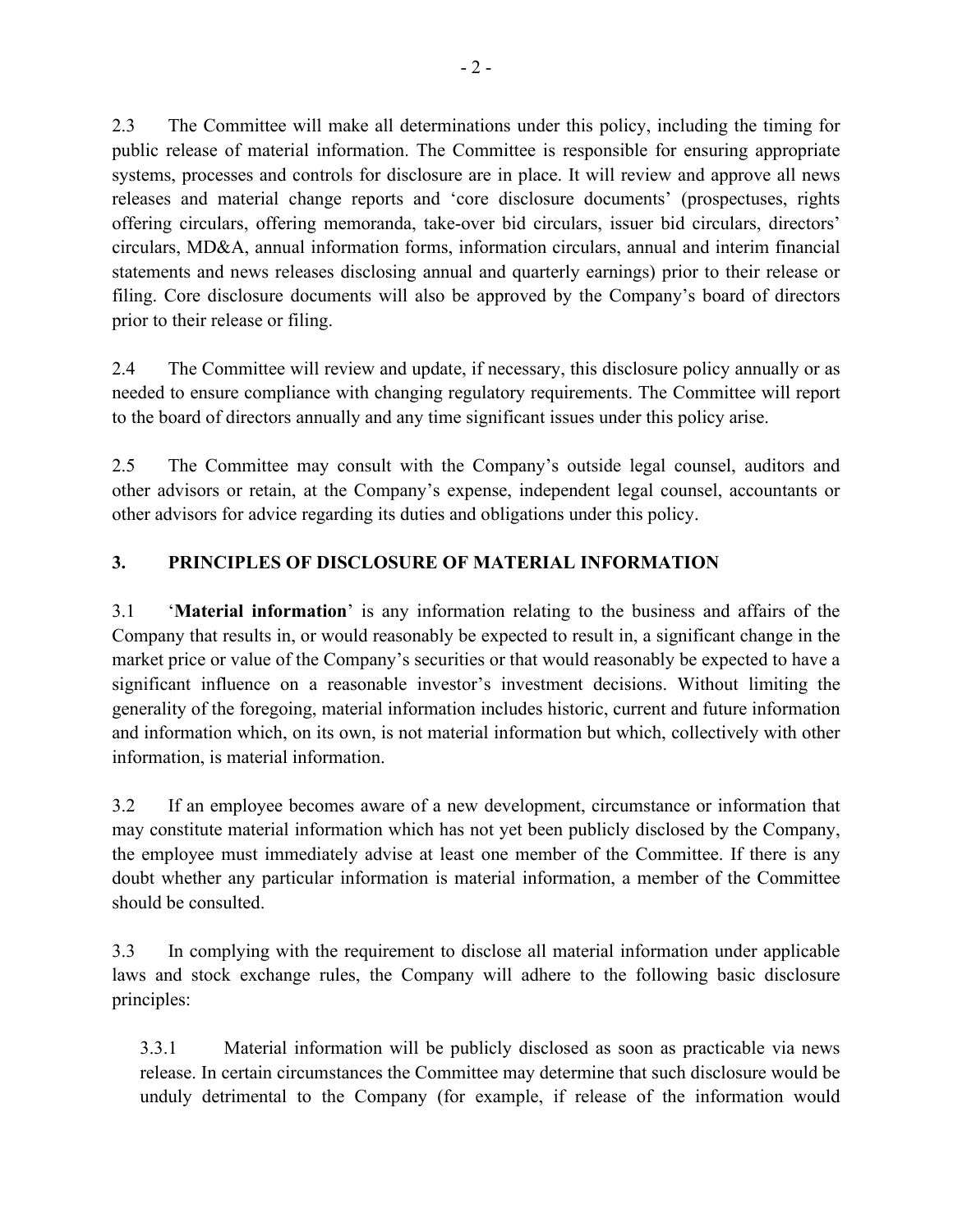2.3 The Committee will make all determinations under this policy, including the timing for public release of material information. The Committee is responsible for ensuring appropriate systems, processes and controls for disclosure are in place. It will review and approve all news releases and material change reports and 'core disclosure documents' (prospectuses, rights offering circulars, offering memoranda, take-over bid circulars, issuer bid circulars, directors' circulars, MD&A, annual information forms, information circulars, annual and interim financial statements and news releases disclosing annual and quarterly earnings) prior to their release or filing. Core disclosure documents will also be approved by the Company's board of directors prior to their release or filing.

2.4 The Committee will review and update, if necessary, this disclosure policy annually or as needed to ensure compliance with changing regulatory requirements. The Committee will report to the board of directors annually and any time significant issues under this policy arise.

2.5 The Committee may consult with the Company's outside legal counsel, auditors and other advisors or retain, at the Company's expense, independent legal counsel, accountants or other advisors for advice regarding its duties and obligations under this policy.

## 3. PRINCIPLES OF DISCLOSURE OF MATERIAL INFORMATION

3.1 '**Material information**' is any information relating to the business and affairs of the Company that results in, or would reasonably be expected to result in, a significant change in the market price or value of the Company's securities or that would reasonably be expected to have a significant influence on a reasonable investor's investment decisions. Without limiting the generality of the foregoing, material information includes historic, current and future information and information which, on its own, is not material information but which, collectively with other information, is material information.

3.2 If an employee becomes aware of a new development, circumstance or information that may constitute material information which has not yet been publicly disclosed by the Company, the employee must immediately advise at least one member of the Committee. If there is any doubt whether any particular information is material information, a member of the Committee should be consulted.

3.3 In complying with the requirement to disclose all material information under applicable laws and stock exchange rules, the Company will adhere to the following basic disclosure principles:

3.3.1 Material information will be publicly disclosed as soon as practicable via news release. In certain circumstances the Committee may determine that such disclosure would be unduly detrimental to the Company (for example, if release of the information would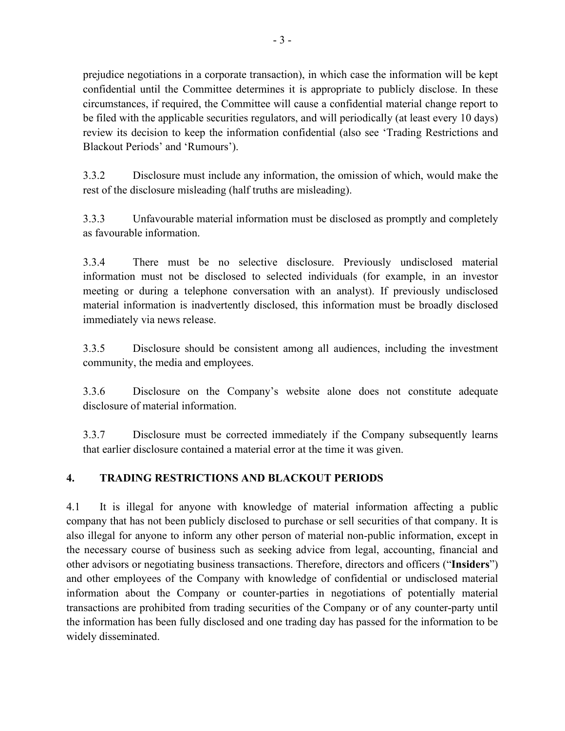prejudice negotiations in a corporate transaction), in which case the information will be kept confidential until the Committee determines it is appropriate to publicly disclose. In these circumstances, if required, the Committee will cause a confidential material change report to be filed with the applicable securities regulators, and will periodically (at least every 10 days) review its decision to keep the information confidential (also see 'Trading Restrictions and Blackout Periods' and 'Rumours').

3.3.2 Disclosure must include any information, the omission of which, would make the rest of the disclosure misleading (half truths are misleading).

3.3.3 Unfavourable material information must be disclosed as promptly and completely as favourable information.

3.3.4 There must be no selective disclosure. Previously undisclosed material information must not be disclosed to selected individuals (for example, in an investor meeting or during a telephone conversation with an analyst). If previously undisclosed material information is inadvertently disclosed, this information must be broadly disclosed immediately via news release.

3.3.5 Disclosure should be consistent among all audiences, including the investment community, the media and employees.

3.3.6 Disclosure on the Company's website alone does not constitute adequate disclosure of material information.

3.3.7 Disclosure must be corrected immediately if the Company subsequently learns that earlier disclosure contained a material error at the time it was given.

## 4. TRADING RESTRICTIONS AND BLACKOUT PERIODS

4.1 It is illegal for anyone with knowledge of material information affecting a public company that has not been publicly disclosed to purchase or sell securities of that company. It is also illegal for anyone to inform any other person of material non-public information, except in the necessary course of business such as seeking advice from legal, accounting, financial and other advisors or negotiating business transactions. Therefore, directors and officers ("**Insiders**") and other employees of the Company with knowledge of confidential or undisclosed material information about the Company or counter-parties in negotiations of potentially material transactions are prohibited from trading securities of the Company or of any counter-party until the information has been fully disclosed and one trading day has passed for the information to be widely disseminated.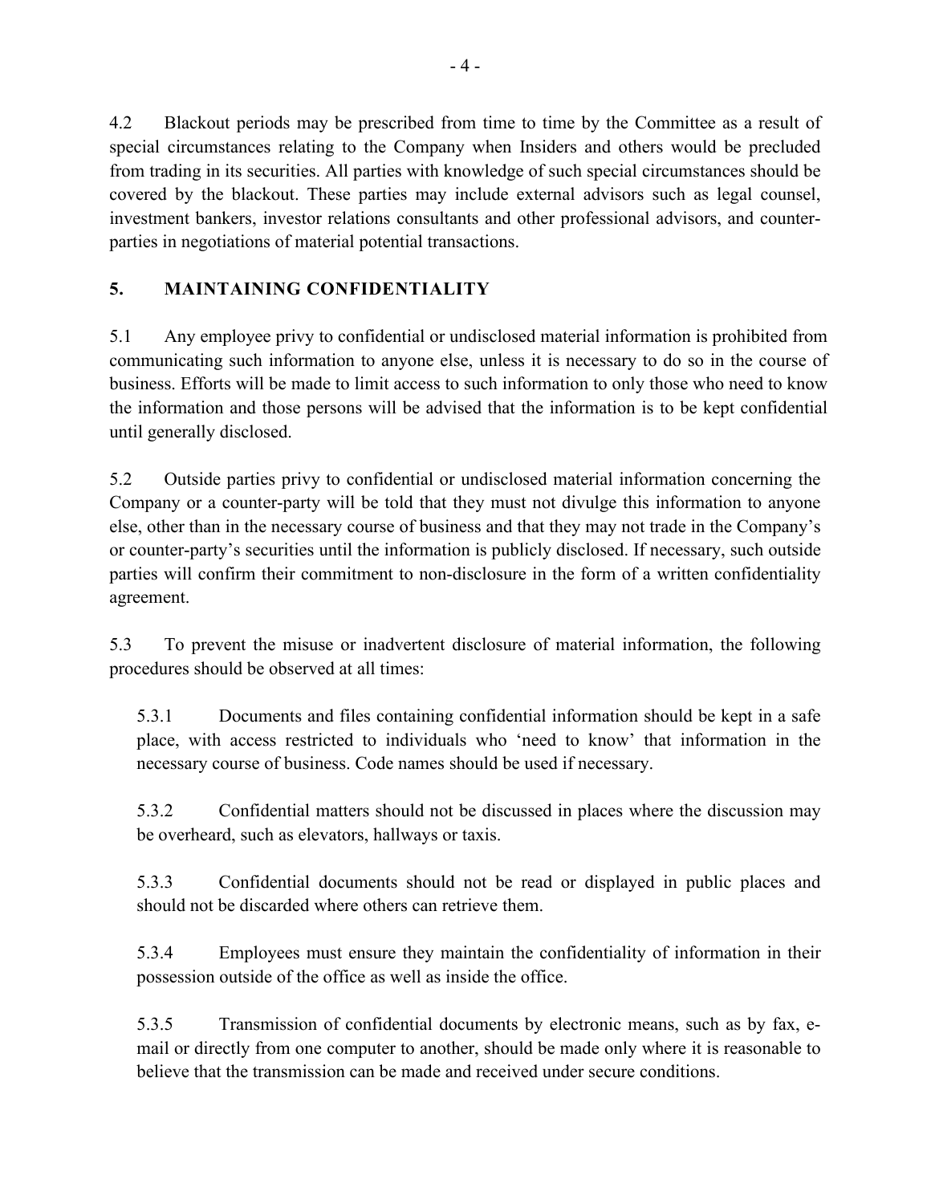4.2 Blackout periods may be prescribed from time to time by the Committee as a result of special circumstances relating to the Company when Insiders and others would be precluded from trading in its securities. All parties with knowledge of such special circumstances should be covered by the blackout. These parties may include external advisors such as legal counsel, investment bankers, investor relations consultants and other professional advisors, and counter-parties in negotiations of material potential transactions.

## 5. MAINTAINING CONFIDENTIALITY

5.1 Any employee privy to confidential or undisclosed material information is prohibited from communicating such information to anyone else, unless it is necessary to do so in the course of business. Efforts will be made to limit access to such information to only those who need to know the information and those persons will be advised that the information is to be kept confidential until generally disclosed.

5.2 Outside parties privy to confidential or undisclosed material information concerning the Company or a counter-party will be told that they must not divulge this information to anyone else, other than in the necessary course of business and that they may not trade in the Company's or counter-party's securities until the information is publicly disclosed. If necessary, such outside parties will confirm their commitment to non-disclosure in the form of a written confidentiality agreement.

5.3 To prevent the misuse or inadvertent disclosure of material information, the following procedures should be observed at all times:

5.3.1 Documents and files containing confidential information should be kept in a safe place, with access restricted to individuals who 'need to know' that information in the necessary course of business. Code names should be used if necessary.

5.3.2 Confidential matters should not be discussed in places where the discussion may be overheard, such as elevators, hallways or taxis.

5.3.3 Confidential documents should not be read or displayed in public places and should not be discarded where others can retrieve them.

5.3.4 Employees must ensure they maintain the confidentiality of information in their possession outside of the office as well as inside the office.

5.3.5 Transmission of confidential documents by electronic means, such as by fax, e-mail or directly from one computer to another, should be made only where it is reasonable to believe that the transmission can be made and received under secure conditions.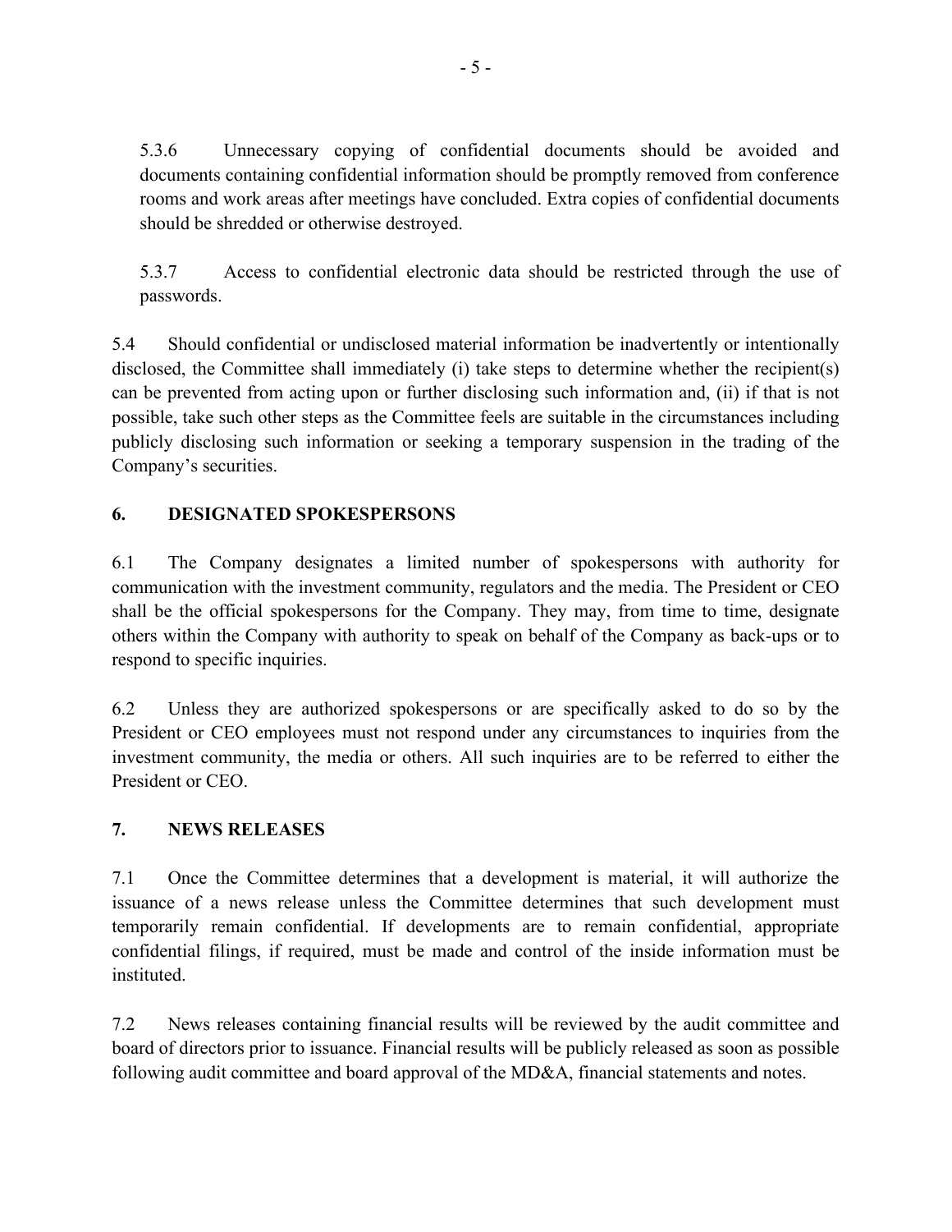5.3.6 Unnecessary copying of confidential documents should be avoided and documents containing confidential information should be promptly removed from conference rooms and work areas after meetings have concluded. Extra copies of confidential documents should be shredded or otherwise destroyed.

5.3.7 Access to confidential electronic data should be restricted through the use of passwords.

5.4 Should confidential or undisclosed material information be inadvertently or intentionally disclosed, the Committee shall immediately (i) take steps to determine whether the recipient(s) can be prevented from acting upon or further disclosing such information and, (ii) if that is not possible, take such other steps as the Committee feels are suitable in the circumstances including publicly disclosing such information or seeking a temporary suspension in the trading of the Company's securities.

## 6. DESIGNATED SPOKESPERSONS

6.1 The Company designates a limited number of spokespersons with authority for communication with the investment community, regulators and the media. The President or CEO shall be the official spokespersons for the Company. They may, from time to time, designate others within the Company with authority to speak on behalf of the Company as back-ups or to respond to specific inquiries.

6.2 Unless they are authorized spokespersons or are specifically asked to do so by the President or CEO employees must not respond under any circumstances to inquiries from the investment community, the media or others. All such inquiries are to be referred to either the President or CEO.

## 7. NEWS RELEASES

7.1 Once the Committee determines that a development is material, it will authorize the issuance of a news release unless the Committee determines that such development must temporarily remain confidential. If developments are to remain confidential, appropriate confidential filings, if required, must be made and control of the inside information must be instituted.

7.2 News releases containing financial results will be reviewed by the audit committee and board of directors prior to issuance. Financial results will be publicly released as soon as possible following audit committee and board approval of the MD&A, financial statements and notes.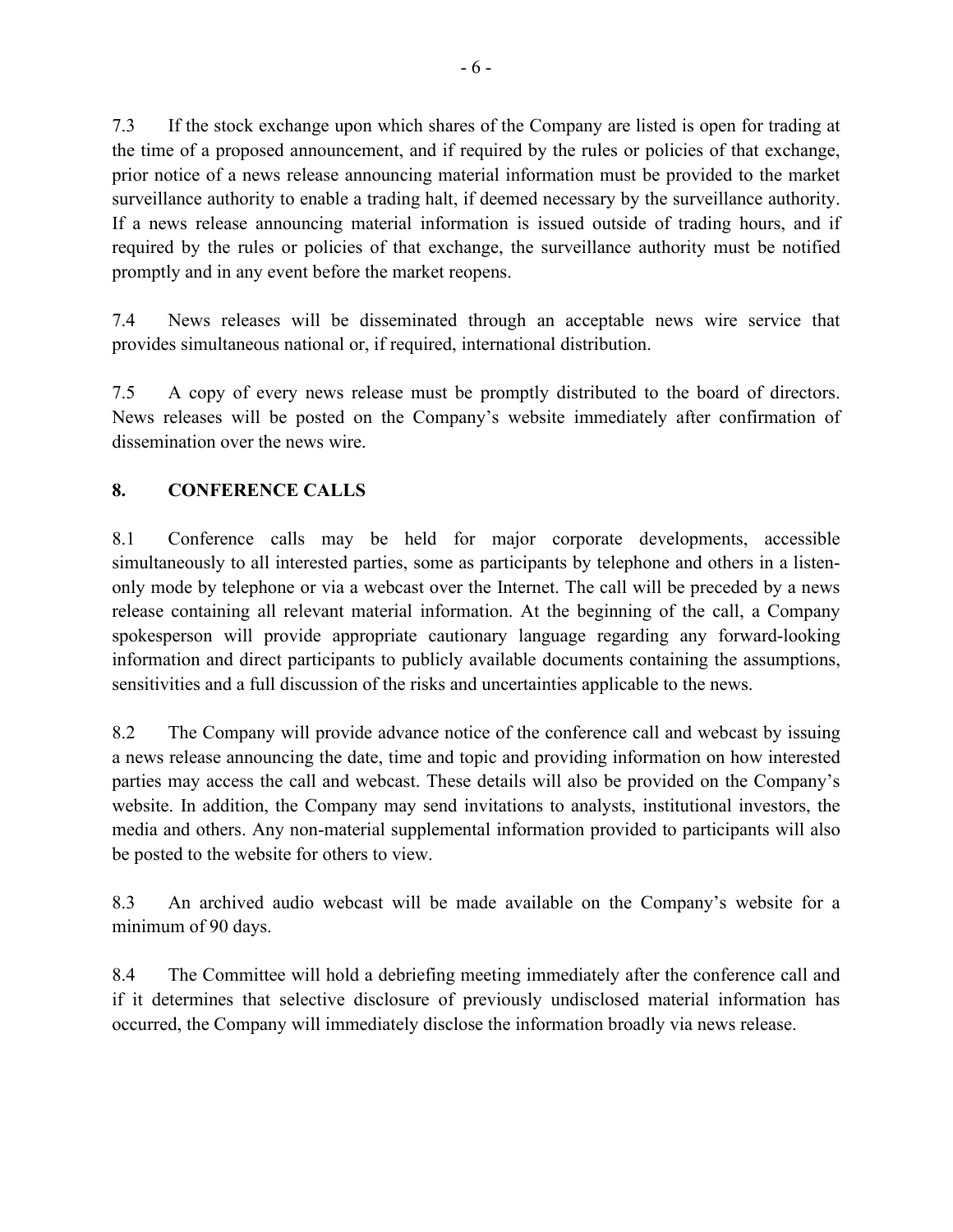7.3 If the stock exchange upon which shares of the Company are listed is open for trading at the time of a proposed announcement, and if required by the rules or policies of that exchange, prior notice of a news release announcing material information must be provided to the market surveillance authority to enable a trading halt, if deemed necessary by the surveillance authority. If a news release announcing material information is issued outside of trading hours, and if required by the rules or policies of that exchange, the surveillance authority must be notified promptly and in any event before the market reopens.

7.4 News releases will be disseminated through an acceptable news wire service that provides simultaneous national or, if required, international distribution.

7.5 A copy of every news release must be promptly distributed to the board of directors. News releases will be posted on the Company's website immediately after confirmation of dissemination over the news wire.

## 8. CONFERENCE CALLS

8.1 Conference calls may be held for major corporate developments, accessible simultaneously to all interested parties, some as participants by telephone and others in a listen-only mode by telephone or via a webcast over the Internet. The call will be preceded by a news release containing all relevant material information. At the beginning of the call, a Company spokesperson will provide appropriate cautionary language regarding any forward-looking information and direct participants to publicly available documents containing the assumptions, sensitivities and a full discussion of the risks and uncertainties applicable to the news.

8.2 The Company will provide advance notice of the conference call and webcast by issuing a news release announcing the date, time and topic and providing information on how interested parties may access the call and webcast. These details will also be provided on the Company's website. In addition, the Company may send invitations to analysts, institutional investors, the media and others. Any non-material supplemental information provided to participants will also be posted to the website for others to view.

8.3 An archived audio webcast will be made available on the Company's website for a minimum of 90 days.

8.4 The Committee will hold a debriefing meeting immediately after the conference call and if it determines that selective disclosure of previously undisclosed material information has occurred, the Company will immediately disclose the information broadly via news release.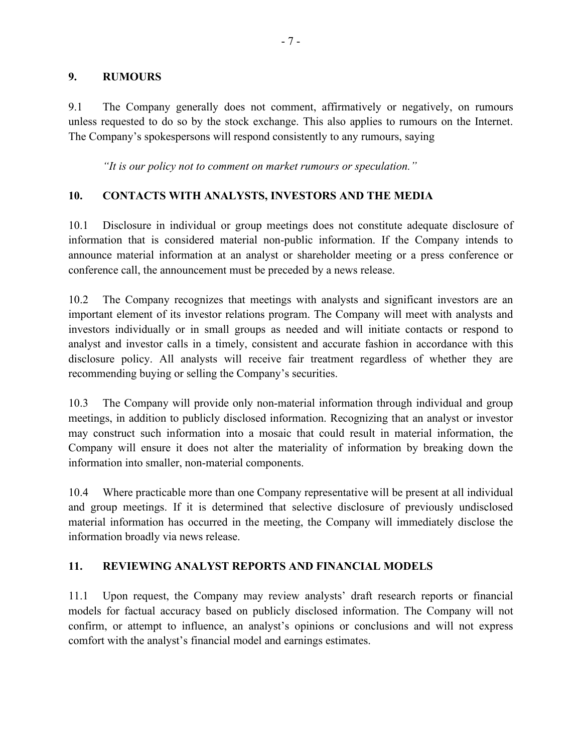## 9. RUMOURS

9.1 The Company generally does not comment, affirmatively or negatively, on rumours unless requested to do so by the stock exchange. This also applies to rumours on the Internet. The Company's spokespersons will respond consistently to any rumours, saying

*"It is our policy not to comment on market rumours or speculation."*

## 10. CONTACTS WITH ANALYSTS, INVESTORS AND THE MEDIA

10.1 Disclosure in individual or group meetings does not constitute adequate disclosure of information that is considered material non-public information. If the Company intends to announce material information at an analyst or shareholder meeting or a press conference or conference call, the announcement must be preceded by a news release.

10.2 The Company recognizes that meetings with analysts and significant investors are an important element of its investor relations program. The Company will meet with analysts and investors individually or in small groups as needed and will initiate contacts or respond to analyst and investor calls in a timely, consistent and accurate fashion in accordance with this disclosure policy. All analysts will receive fair treatment regardless of whether they are recommending buying or selling the Company's securities.

10.3 The Company will provide only non-material information through individual and group meetings, in addition to publicly disclosed information. Recognizing that an analyst or investor may construct such information into a mosaic that could result in material information, the Company will ensure it does not alter the materiality of information by breaking down the information into smaller, non-material components.

10.4 Where practicable more than one Company representative will be present at all individual and group meetings. If it is determined that selective disclosure of previously undisclosed material information has occurred in the meeting, the Company will immediately disclose the information broadly via news release.

## 11. REVIEWING ANALYST REPORTS AND FINANCIAL MODELS

11.1 Upon request, the Company may review analysts' draft research reports or financial models for factual accuracy based on publicly disclosed information. The Company will not confirm, or attempt to influence, an analyst's opinions or conclusions and will not express comfort with the analyst's financial model and earnings estimates.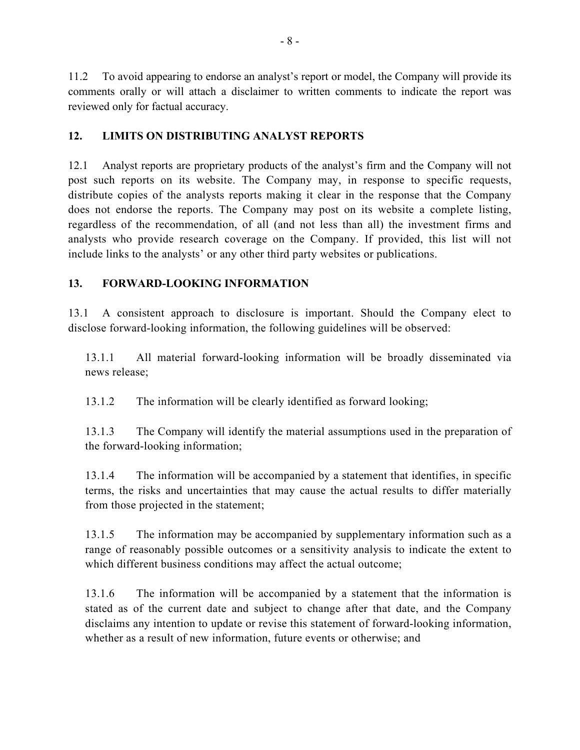11.2 To avoid appearing to endorse an analyst's report or model, the Company will provide its comments orally or will attach a disclaimer to written comments to indicate the report was reviewed only for factual accuracy.

## 12. LIMITS ON DISTRIBUTING ANALYST REPORTS

12.1 Analyst reports are proprietary products of the analyst's firm and the Company will not post such reports on its website. The Company may, in response to specific requests, distribute copies of the analysts reports making it clear in the response that the Company does not endorse the reports. The Company may post on its website a complete listing, regardless of the recommendation, of all (and not less than all) the investment firms and analysts who provide research coverage on the Company. If provided, this list will not include links to the analysts' or any other third party websites or publications.

## 13. FORWARD-LOOKING INFORMATION

13.1 A consistent approach to disclosure is important. Should the Company elect to disclose forward-looking information, the following guidelines will be observed:

13.1.1 All material forward-looking information will be broadly disseminated via news release;

13.1.2 The information will be clearly identified as forward looking;

13.1.3 The Company will identify the material assumptions used in the preparation of the forward-looking information;

13.1.4 The information will be accompanied by a statement that identifies, in specific terms, the risks and uncertainties that may cause the actual results to differ materially from those projected in the statement;

13.1.5 The information may be accompanied by supplementary information such as a range of reasonably possible outcomes or a sensitivity analysis to indicate the extent to which different business conditions may affect the actual outcome;

13.1.6 The information will be accompanied by a statement that the information is stated as of the current date and subject to change after that date, and the Company disclaims any intention to update or revise this statement of forward-looking information, whether as a result of new information, future events or otherwise; and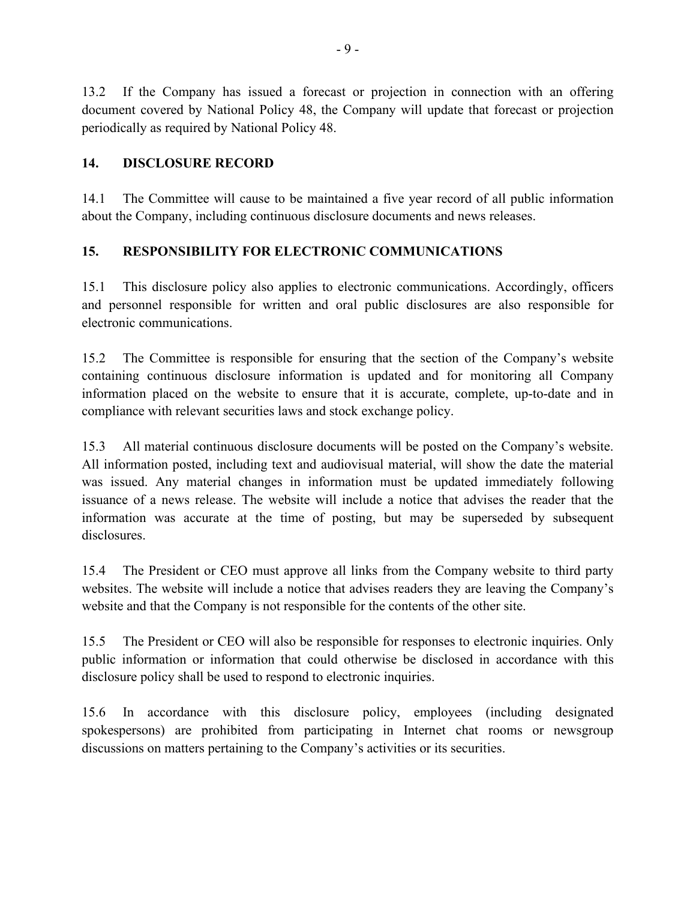13.2 If the Company has issued a forecast or projection in connection with an offering document covered by National Policy 48, the Company will update that forecast or projection periodically as required by National Policy 48.

## 14. DISCLOSURE RECORD

14.1 The Committee will cause to be maintained a five year record of all public information about the Company, including continuous disclosure documents and news releases.

## 15. RESPONSIBILITY FOR ELECTRONIC COMMUNICATIONS

15.1 This disclosure policy also applies to electronic communications. Accordingly, officers and personnel responsible for written and oral public disclosures are also responsible for electronic communications.

15.2 The Committee is responsible for ensuring that the section of the Company's website containing continuous disclosure information is updated and for monitoring all Company information placed on the website to ensure that it is accurate, complete, up-to-date and in compliance with relevant securities laws and stock exchange policy.

15.3 All material continuous disclosure documents will be posted on the Company's website. All information posted, including text and audiovisual material, will show the date the material was issued. Any material changes in information must be updated immediately following issuance of a news release. The website will include a notice that advises the reader that the information was accurate at the time of posting, but may be superseded by subsequent disclosures.

15.4 The President or CEO must approve all links from the Company website to third party websites. The website will include a notice that advises readers they are leaving the Company's website and that the Company is not responsible for the contents of the other site.

15.5 The President or CEO will also be responsible for responses to electronic inquiries. Only public information or information that could otherwise be disclosed in accordance with this disclosure policy shall be used to respond to electronic inquiries.

15.6 In accordance with this disclosure policy, employees (including designated spokespersons) are prohibited from participating in Internet chat rooms or newsgroup discussions on matters pertaining to the Company's activities or its securities.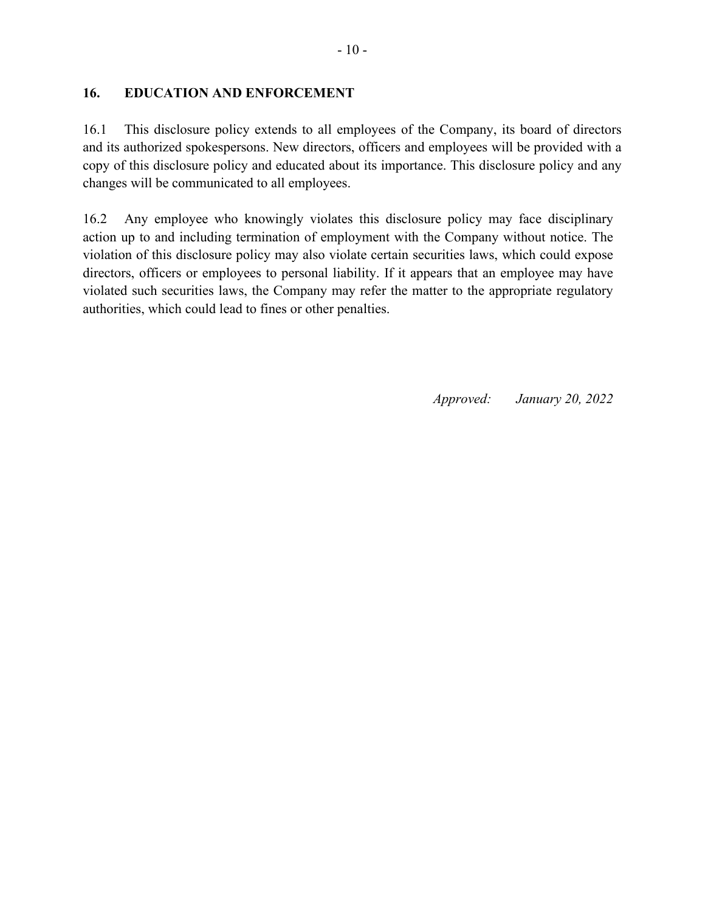## 16. EDUCATION AND ENFORCEMENT

16.1 This disclosure policy extends to all employees of the Company, its board of directors and its authorized spokespersons. New directors, officers and employees will be provided with a copy of this disclosure policy and educated about its importance. This disclosure policy and any changes will be communicated to all employees.

16.2 Any employee who knowingly violates this disclosure policy may face disciplinary action up to and including termination of employment with the Company without notice. The violation of this disclosure policy may also violate certain securities laws, which could expose directors, officers or employees to personal liability. If it appears that an employee may have violated such securities laws, the Company may refer the matter to the appropriate regulatory authorities, which could lead to fines or other penalties.

*Approved: January 20, 2022*